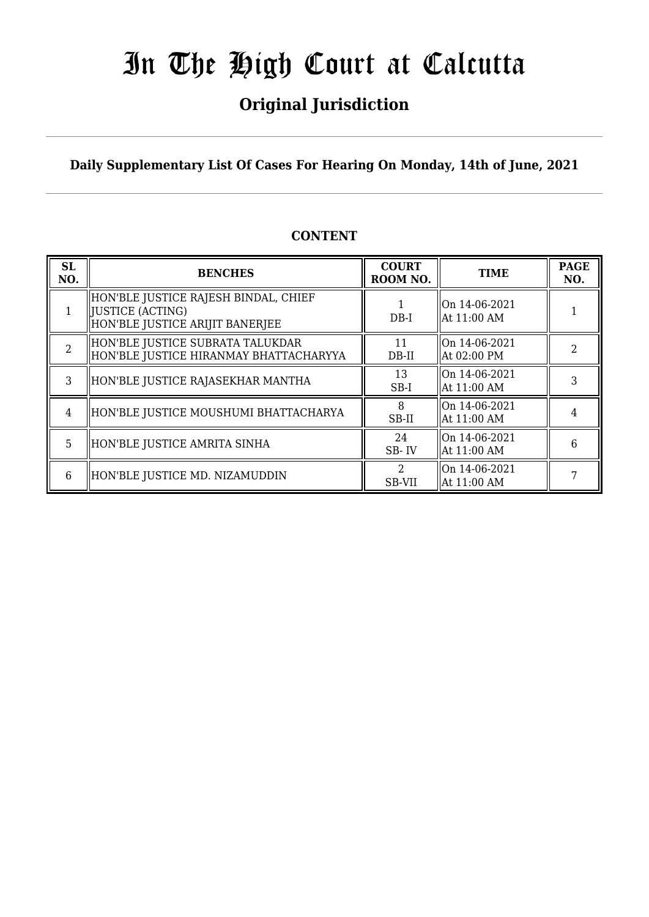# In The High Court at Calcutta

## Original Jurisdiction

**Daily Supplementary List Of Cases For Hearing On Monday, 14th of June, 2021**

### CONTENT

| SL NO. | BENCHES | COURT ROOM NO. | TIME | PAGE NO. |
|---|---|---|---|---|
| 1 | HON'BLE JUSTICE RAJESH BINDAL, CHIEF JUSTICE (ACTING)<br>HON'BLE JUSTICE ARIJIT BANERJEE | 1<br>DB-I | On 14-06-2021<br>At 11:00 AM | 1 |
| 2 | HON'BLE JUSTICE SUBRATA TALUKDAR<br>HON'BLE JUSTICE HIRANMAY BHATTACHARYYA | 11<br>DB-II | On 14-06-2021<br>At 02:00 PM | 2 |
| 3 | HON'BLE JUSTICE RAJASEKHAR MANTHA | 13<br>SB-I | On 14-06-2021<br>At 11:00 AM | 3 |
| 4 | HON'BLE JUSTICE MOUSHUMI BHATTACHARYA | 8<br>SB-II | On 14-06-2021<br>At 11:00 AM | 4 |
| 5 | HON'BLE JUSTICE AMRITA SINHA | 24<br>SB- IV | On 14-06-2021<br>At 11:00 AM | 6 |
| 6 | HON'BLE JUSTICE MD. NIZAMUDDIN | 2<br>SB-VII | On 14-06-2021<br>At 11:00 AM | 7 |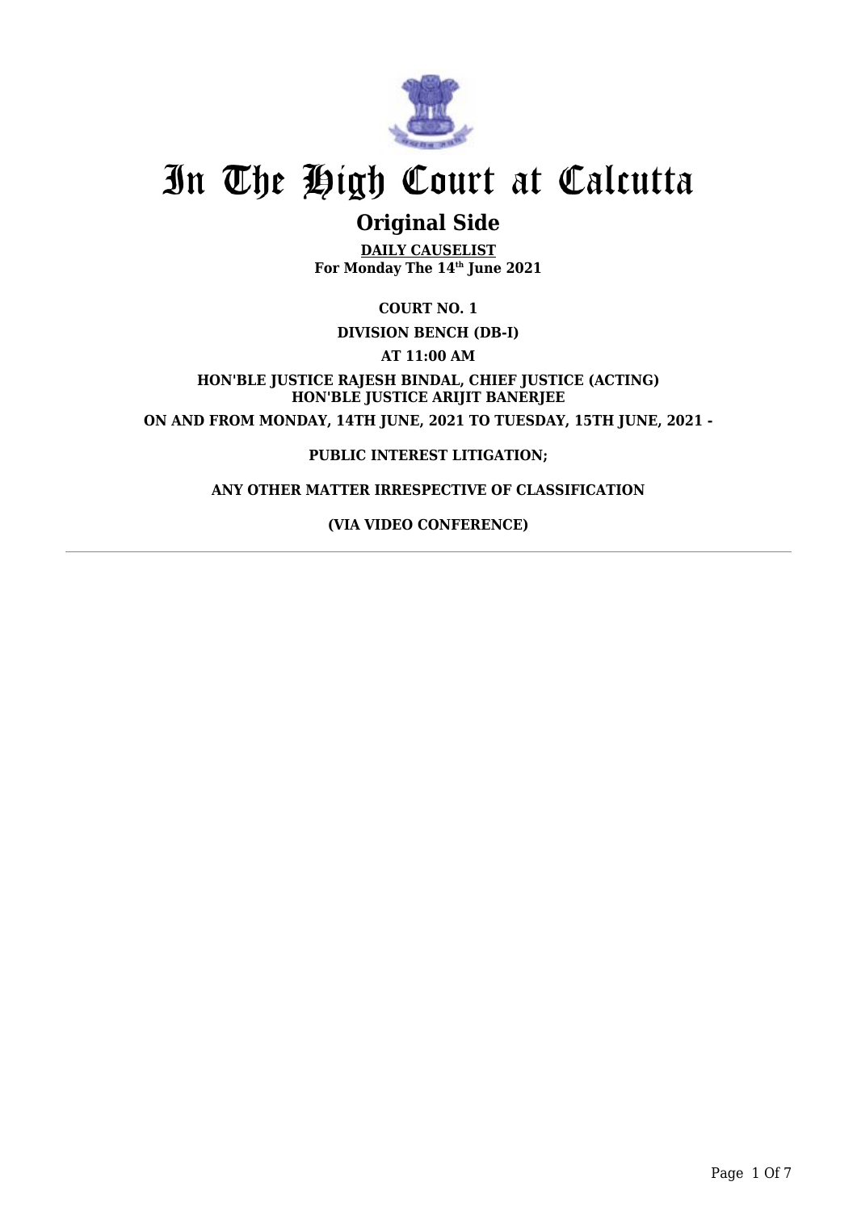# In The High Court at Calcutta

## Original Side

**DAILY CAUSELIST**
**For Monday The 14th June 2021**

**COURT NO. 1**

**DIVISION BENCH (DB-I)**

**AT 11:00 AM**

**HON'BLE JUSTICE RAJESH BINDAL, CHIEF JUSTICE (ACTING)**
**HON'BLE JUSTICE ARIJIT BANERJEE**

**ON AND FROM MONDAY, 14TH JUNE, 2021 TO TUESDAY, 15TH JUNE, 2021 -**

**PUBLIC INTEREST LITIGATION;**

**ANY OTHER MATTER IRRESPECTIVE OF CLASSIFICATION**

**(VIA VIDEO CONFERENCE)**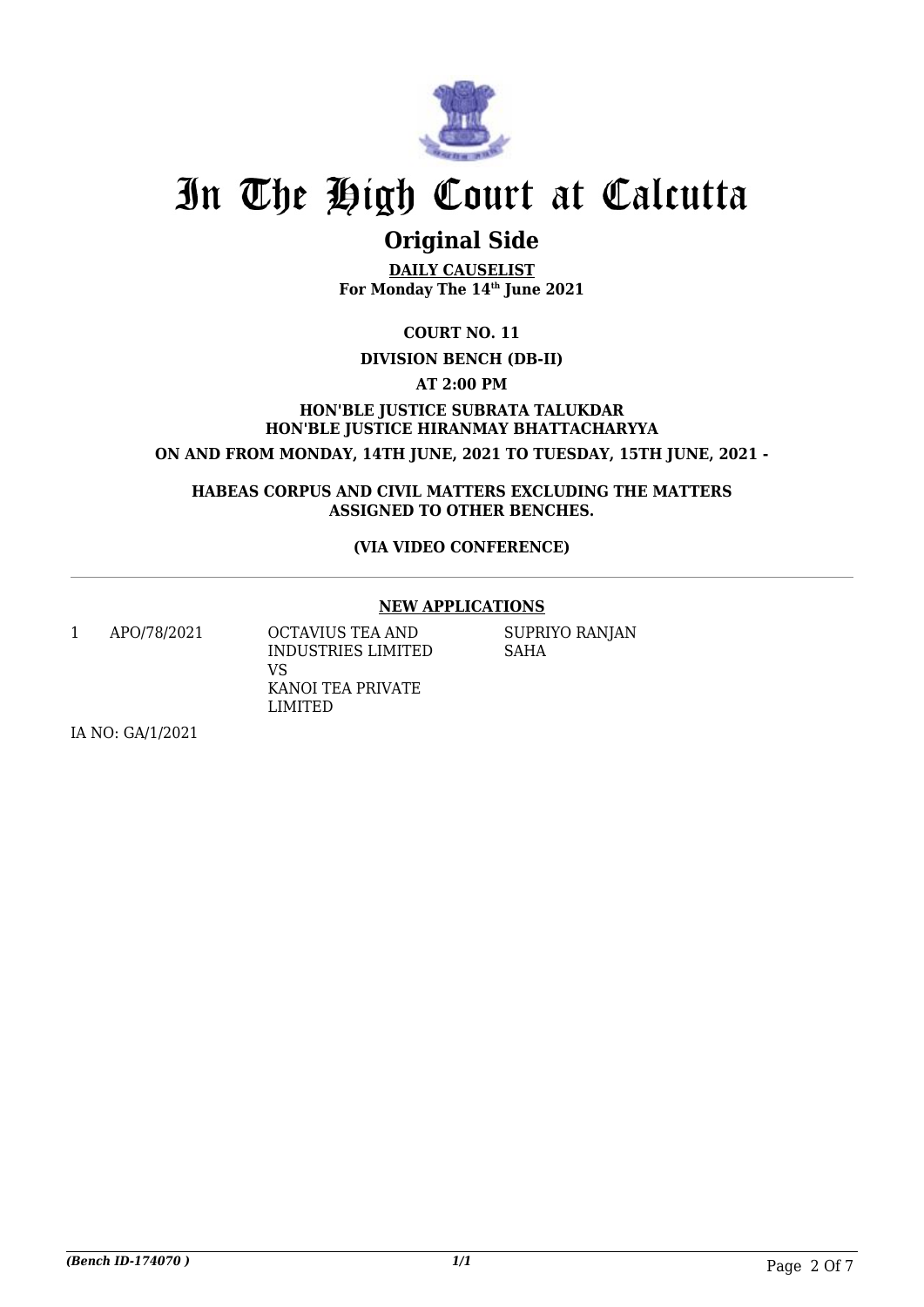# In The High Court at Calcutta

## Original Side

**DAILY CAUSELIST**
**For Monday The 14th June 2021**

**COURT NO. 11**

**DIVISION BENCH (DB-II)**

**AT 2:00 PM**

**HON'BLE JUSTICE SUBRATA TALUKDAR**
**HON'BLE JUSTICE HIRANMAY BHATTACHARYYA**

**ON AND FROM MONDAY, 14TH JUNE, 2021 TO TUESDAY, 15TH JUNE, 2021 -**

**HABEAS CORPUS AND CIVIL MATTERS EXCLUDING THE MATTERS ASSIGNED TO OTHER BENCHES.**

**(VIA VIDEO CONFERENCE)**

---

**NEW APPLICATIONS**

| | | | |
|---|---|---|---|
| 1 | APO/78/2021 | OCTAVIUS TEA AND INDUSTRIES LIMITED VS KANOI TEA PRIVATE LIMITED | SUPRIYO RANJAN SAHA |

IA NO: GA/1/2021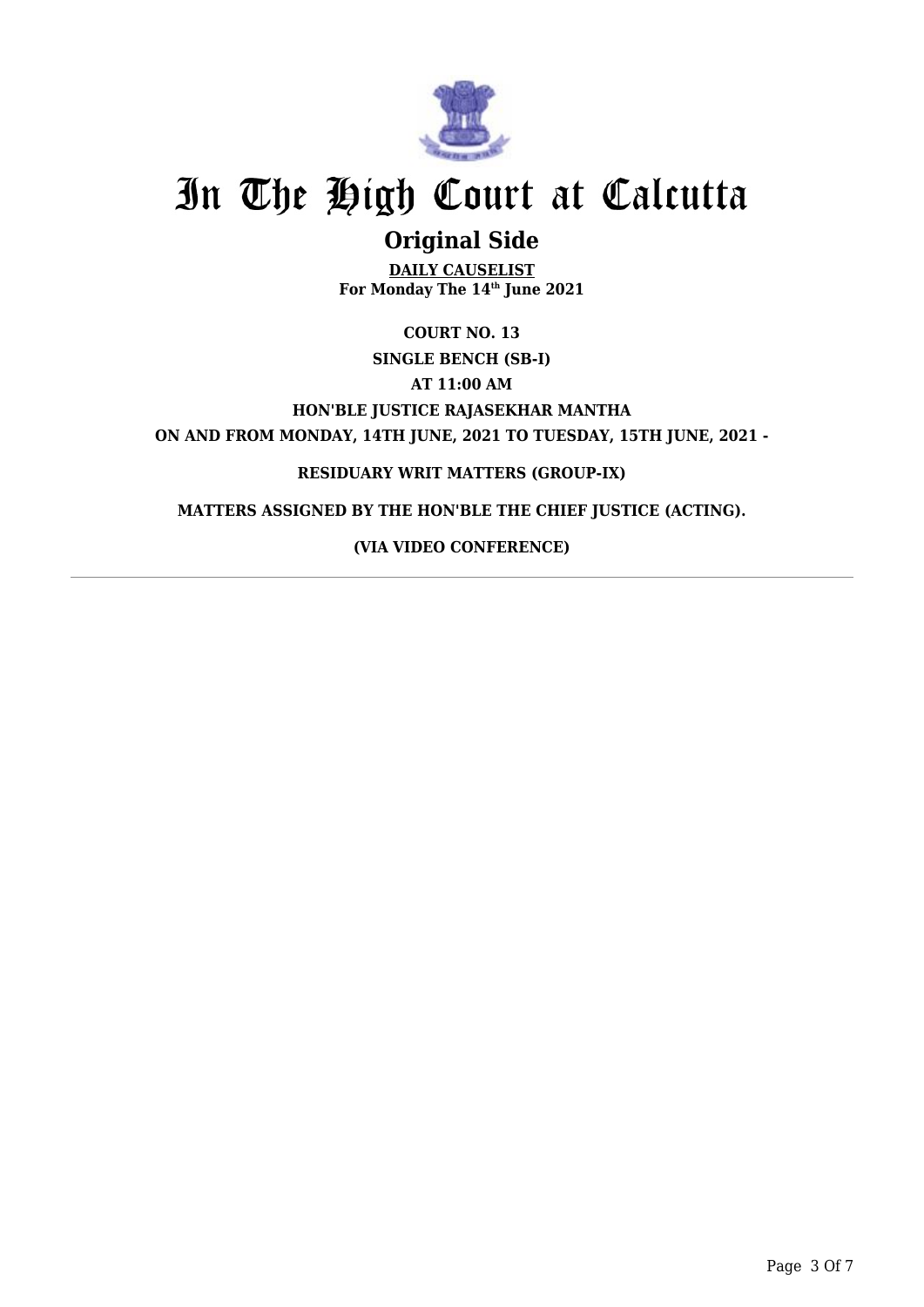# In The High Court at Calcutta

## Original Side

**DAILY CAUSELIST**
**For Monday The 14th June 2021**

**COURT NO. 13**

**SINGLE BENCH (SB-I)**

**AT 11:00 AM**

**HON'BLE JUSTICE RAJASEKHAR MANTHA**

**ON AND FROM MONDAY, 14TH JUNE, 2021 TO TUESDAY, 15TH JUNE, 2021 -**

**RESIDUARY WRIT MATTERS (GROUP-IX)**

**MATTERS ASSIGNED BY THE HON'BLE THE CHIEF JUSTICE (ACTING).**

**(VIA VIDEO CONFERENCE)**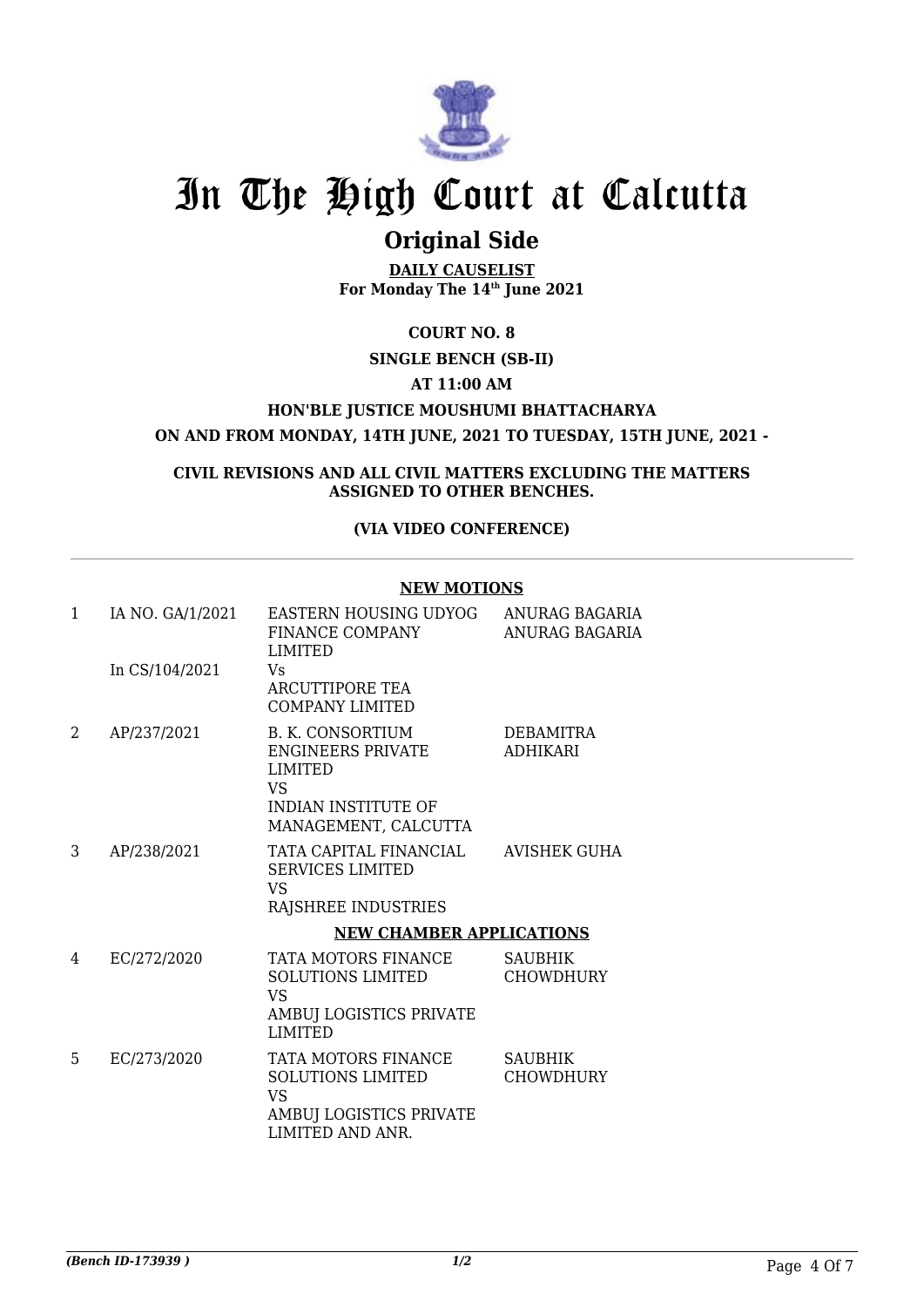# In The High Court at Calcutta

## Original Side

**DAILY CAUSELIST**
**For Monday The 14th June 2021**

**COURT NO. 8**

**SINGLE BENCH (SB-II)**

**AT 11:00 AM**

**HON'BLE JUSTICE MOUSHUMI BHATTACHARYA**

**ON AND FROM MONDAY, 14TH JUNE, 2021 TO TUESDAY, 15TH JUNE, 2021 -**

**CIVIL REVISIONS AND ALL CIVIL MATTERS EXCLUDING THE MATTERS ASSIGNED TO OTHER BENCHES.**

**(VIA VIDEO CONFERENCE)**

**NEW MOTIONS**

| | | | |
|---|---|---|---|
| 1 | IA NO. GA/1/2021<br><br>In CS/104/2021 | EASTERN HOUSING UDYOG FINANCE COMPANY LIMITED<br>Vs<br>ARCUTTIPORE TEA COMPANY LIMITED | ANURAG BAGARIA<br>ANURAG BAGARIA |
| 2 | AP/237/2021 | B. K. CONSORTIUM ENGINEERS PRIVATE LIMITED<br>VS<br>INDIAN INSTITUTE OF MANAGEMENT, CALCUTTA | DEBAMITRA ADHIKARI |
| 3 | AP/238/2021 | TATA CAPITAL FINANCIAL SERVICES LIMITED<br>VS<br>RAJSHREE INDUSTRIES | AVISHEK GUHA |

**NEW CHAMBER APPLICATIONS**

| | | | |
|---|---|---|---|
| 4 | EC/272/2020 | TATA MOTORS FINANCE SOLUTIONS LIMITED<br>VS<br>AMBUJ LOGISTICS PRIVATE LIMITED | SAUBHIK CHOWDHURY |
| 5 | EC/273/2020 | TATA MOTORS FINANCE SOLUTIONS LIMITED<br>VS<br>AMBUJ LOGISTICS PRIVATE LIMITED AND ANR. | SAUBHIK CHOWDHURY |

*(Bench ID-173939 )* 1/2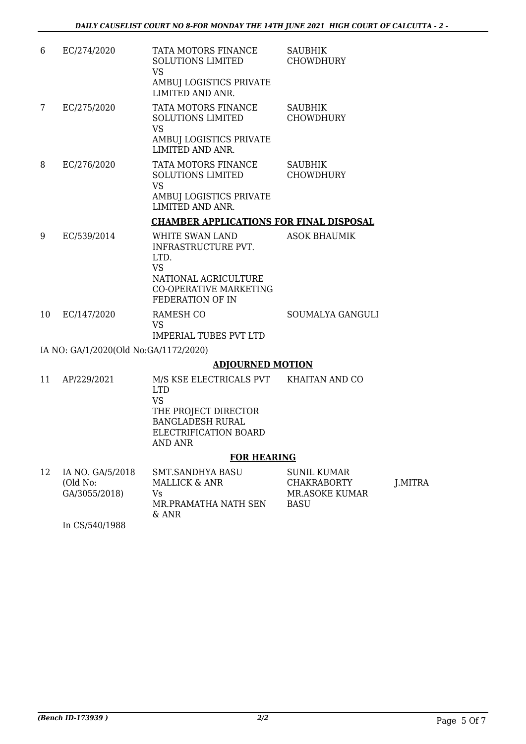| | | | | |
|---|---|---|---|---|
| 6 | EC/274/2020 | TATA MOTORS FINANCE SOLUTIONS LIMITED<br>VS<br>AMBUJ LOGISTICS PRIVATE LIMITED AND ANR. | SAUBHIK CHOWDHURY | |
| 7 | EC/275/2020 | TATA MOTORS FINANCE SOLUTIONS LIMITED<br>VS<br>AMBUJ LOGISTICS PRIVATE LIMITED AND ANR. | SAUBHIK CHOWDHURY | |
| 8 | EC/276/2020 | TATA MOTORS FINANCE SOLUTIONS LIMITED<br>VS<br>AMBUJ LOGISTICS PRIVATE LIMITED AND ANR. | SAUBHIK CHOWDHURY | |

**CHAMBER APPLICATIONS FOR FINAL DISPOSAL**

| | | | | |
|---|---|---|---|---|
| 9 | EC/539/2014 | WHITE SWAN LAND INFRASTRUCTURE PVT. LTD.<br>VS<br>NATIONAL AGRICULTURE CO-OPERATIVE MARKETING FEDERATION OF IN | ASOK BHAUMIK | |
| 10 | EC/147/2020 | RAMESH CO<br>VS<br>IMPERIAL TUBES PVT LTD | SOUMALYA GANGULI | |

IA NO: GA/1/2020(Old No:GA/1172/2020)

**ADJOURNED MOTION**

| | | | | |
|---|---|---|---|---|
| 11 | AP/229/2021 | M/S KSE ELECTRICALS PVT LTD<br>VS<br>THE PROJECT DIRECTOR BANGLADESH RURAL ELECTRIFICATION BOARD AND ANR | KHAITAN AND CO | |

**FOR HEARING**

| | | | | |
|---|---|---|---|---|
| 12 | IA NO. GA/5/2018 (Old No: GA/3055/2018)<br><br>In CS/540/1988 | SMT.SANDHYA BASU MALLICK & ANR<br>Vs<br>MR.PRAMATHA NATH SEN & ANR | SUNIL KUMAR CHAKRABORTY<br>MR.ASOKE KUMAR BASU | J.MITRA |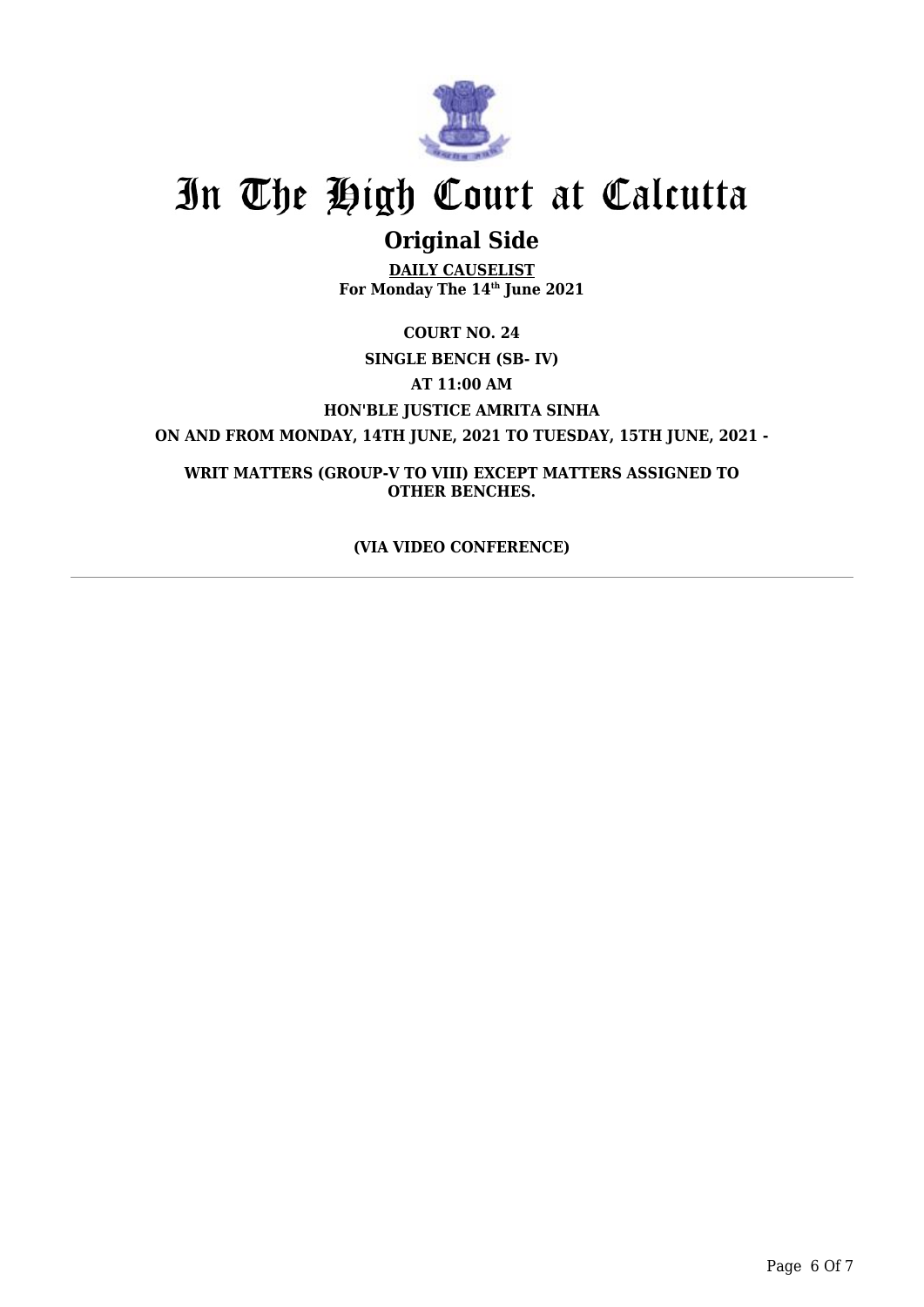# In The High Court at Calcutta

## Original Side

**DAILY CAUSELIST**
**For Monday The 14th June 2021**

**COURT NO. 24**

**SINGLE BENCH (SB- IV)**

**AT 11:00 AM**

**HON'BLE JUSTICE AMRITA SINHA**

**ON AND FROM MONDAY, 14TH JUNE, 2021 TO TUESDAY, 15TH JUNE, 2021 -**

**WRIT MATTERS (GROUP-V TO VIII) EXCEPT MATTERS ASSIGNED TO OTHER BENCHES.**

**(VIA VIDEO CONFERENCE)**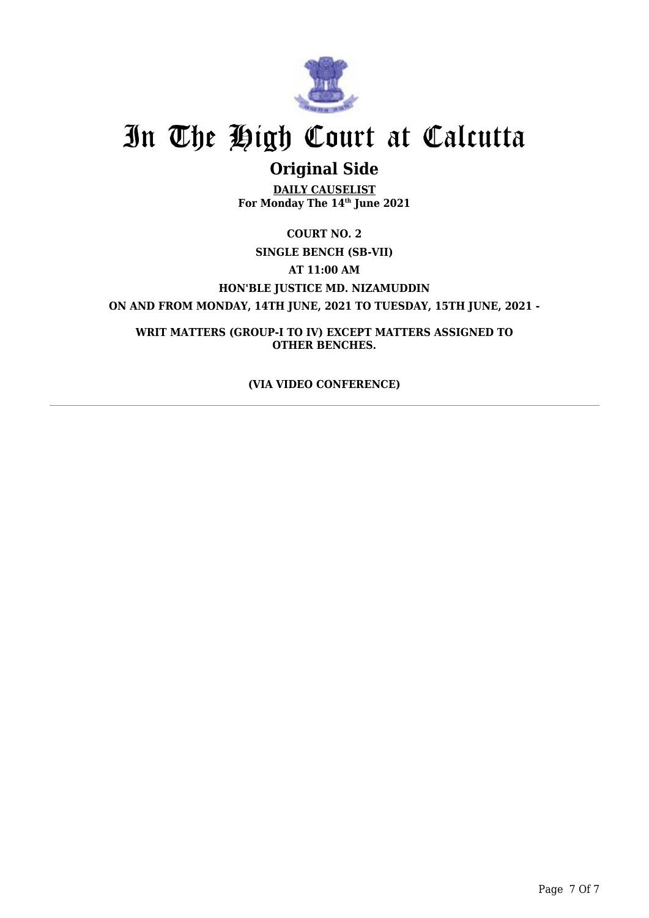# In The High Court at Calcutta

## Original Side

**DAILY CAUSELIST**
**For Monday The 14th June 2021**

**COURT NO. 2**

**SINGLE BENCH (SB-VII)**

**AT 11:00 AM**

**HON'BLE JUSTICE MD. NIZAMUDDIN**

**ON AND FROM MONDAY, 14TH JUNE, 2021 TO TUESDAY, 15TH JUNE, 2021 -**

**WRIT MATTERS (GROUP-I TO IV) EXCEPT MATTERS ASSIGNED TO OTHER BENCHES.**

**(VIA VIDEO CONFERENCE)**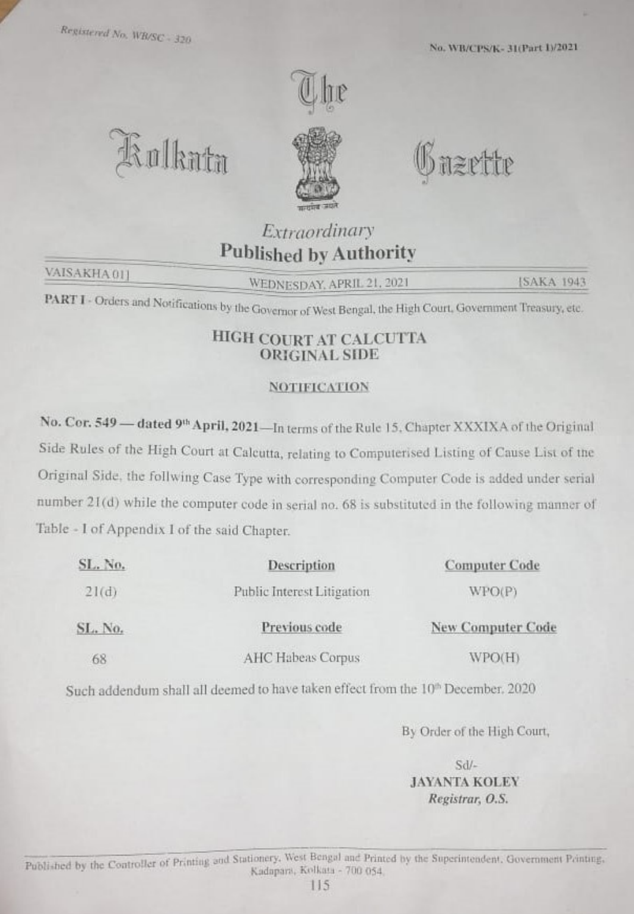Registered No. WB/SC - 320

No. WB/CPS/K- 31(Part I)/2021

# The Kolkata Gazette

*Extraordinary*

**Published by Authority**

VAISAKHA 01] WEDNESDAY, APRIL 21, 2021 [SAKA 1943

**PART I** - Orders and Notifications by the Governor of West Bengal, the High Court, Government Treasury, etc.

## HIGH COURT AT CALCUTTA
## ORIGINAL SIDE

### NOTIFICATION

**No. Cor. 549 — dated 9th April, 2021**—In terms of the Rule 15, Chapter XXXIXA of the Original Side Rules of the High Court at Calcutta, relating to Computerised Listing of Cause List of the Original Side, the follwing Case Type with corresponding Computer Code is added under serial number 21(d) while the computer code in serial no. 68 is substituted in the following manner of Table - I of Appendix I of the said Chapter.

| SL. No. | Description | Computer Code |
|---|---|---|
| 21(d) | Public Interest Litigation | WPO(P) |

| SL. No. | Previous code | New Computer Code |
|---|---|---|
| 68 | AHC Habeas Corpus | WPO(H) |

Such addendum shall all deemed to have taken effect from the 10th December, 2020

By Order of the High Court,

Sd/-
**JAYANTA KOLEY**
*Registrar, O.S.*

Published by the Controller of Printing and Stationery, West Bengal and Printed by the Superintendent, Government Printing, Kadapara, Kolkata - 700 054.